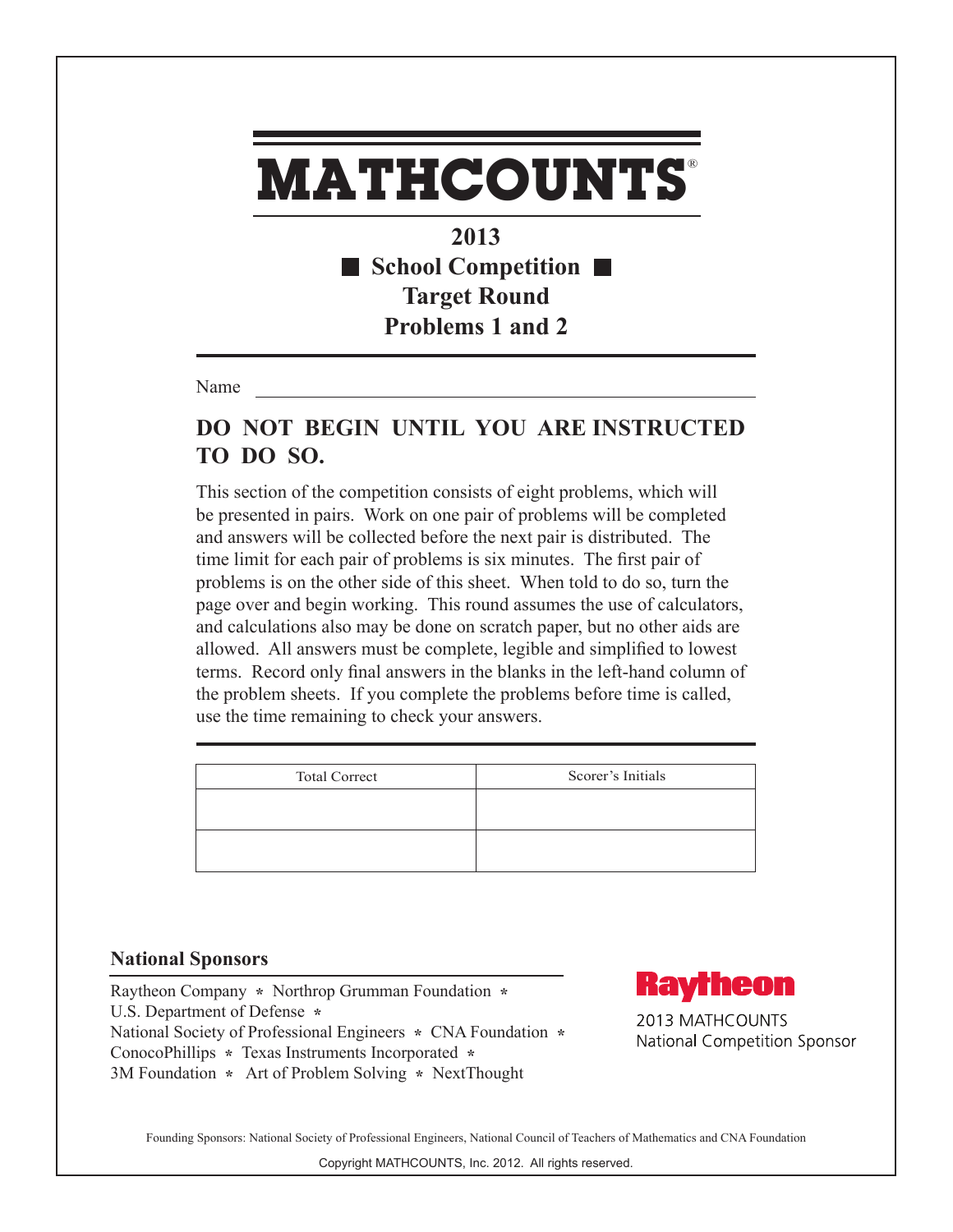# MATHCOUNTS®

## 2013
## ■ School Competition ■
## Target Round
## Problems 1 and 2

Name ______________________________________________

## DO NOT BEGIN UNTIL YOU ARE INSTRUCTED TO DO SO.

This section of the competition consists of eight problems, which will be presented in pairs. Work on one pair of problems will be completed and answers will be collected before the next pair is distributed. The time limit for each pair of problems is six minutes. The first pair of problems is on the other side of this sheet. When told to do so, turn the page over and begin working. This round assumes the use of calculators, and calculations also may be done on scratch paper, but no other aids are allowed. All answers must be complete, legible and simplified to lowest terms. Record only final answers in the blanks in the left-hand column of the problem sheets. If you complete the problems before time is called, use the time remaining to check your answers.

| Total Correct | Scorer's Initials |
| --- | --- |
| | |
| | |

### National Sponsors

Raytheon Company * Northrop Grumman Foundation *
U.S. Department of Defense *
National Society of Professional Engineers * CNA Foundation *
ConocoPhillips * Texas Instruments Incorporated *
3M Foundation * Art of Problem Solving * NextThought

**Raytheon**
2013 MATHCOUNTS
National Competition Sponsor

Founding Sponsors: National Society of Professional Engineers, National Council of Teachers of Mathematics and CNA Foundation

Copyright MATHCOUNTS, Inc. 2012. All rights reserved.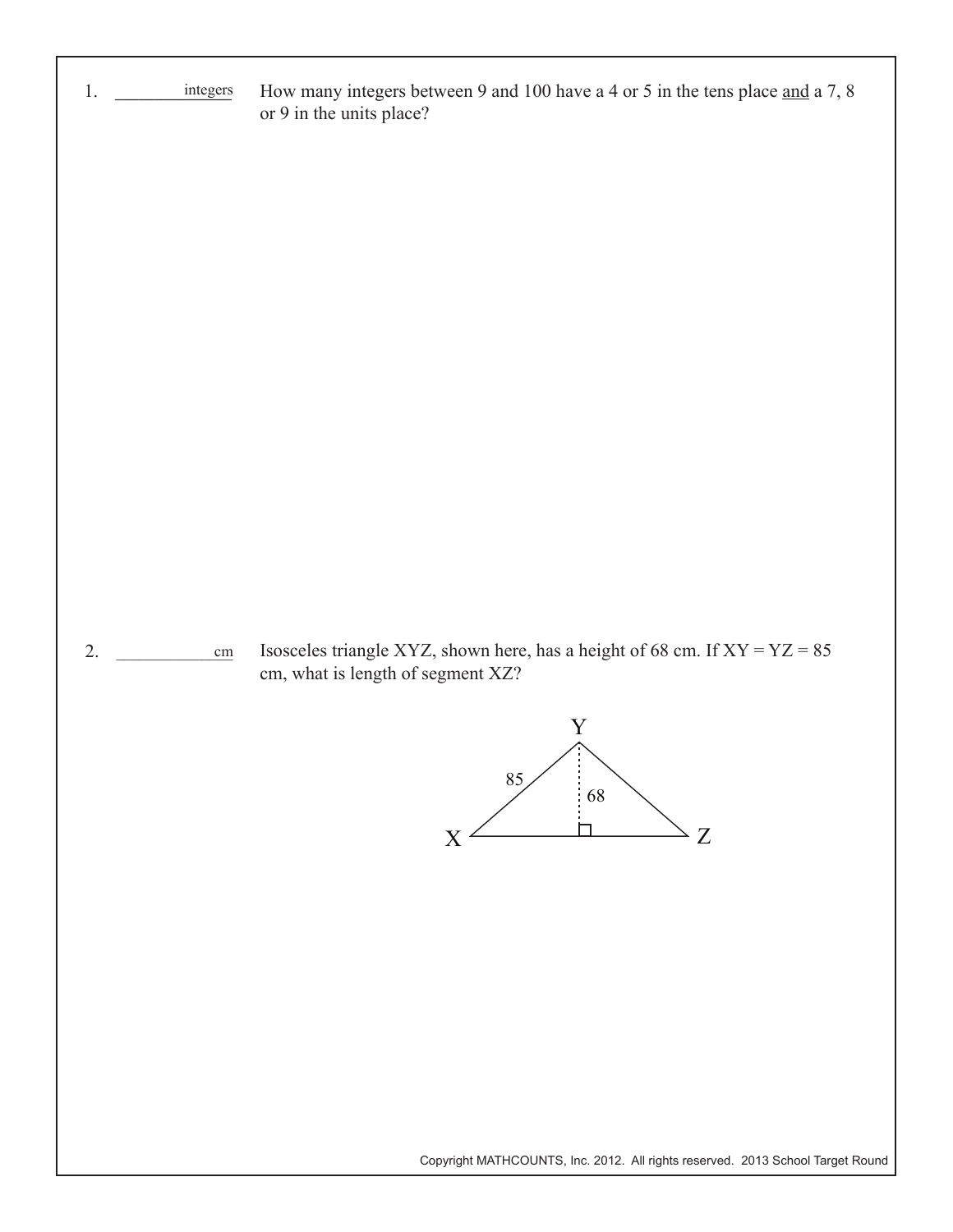1. ________ integers

How many integers between 9 and 100 have a 4 or 5 in the tens place <u>and</u> a 7, 8 or 9 in the units place?

2. ____________ cm

Isosceles triangle XYZ, shown here, has a height of 68 cm. If XY = YZ = 85 cm, what is length of segment XZ?

Copyright MATHCOUNTS, Inc. 2012. All rights reserved. 2013 School Target Round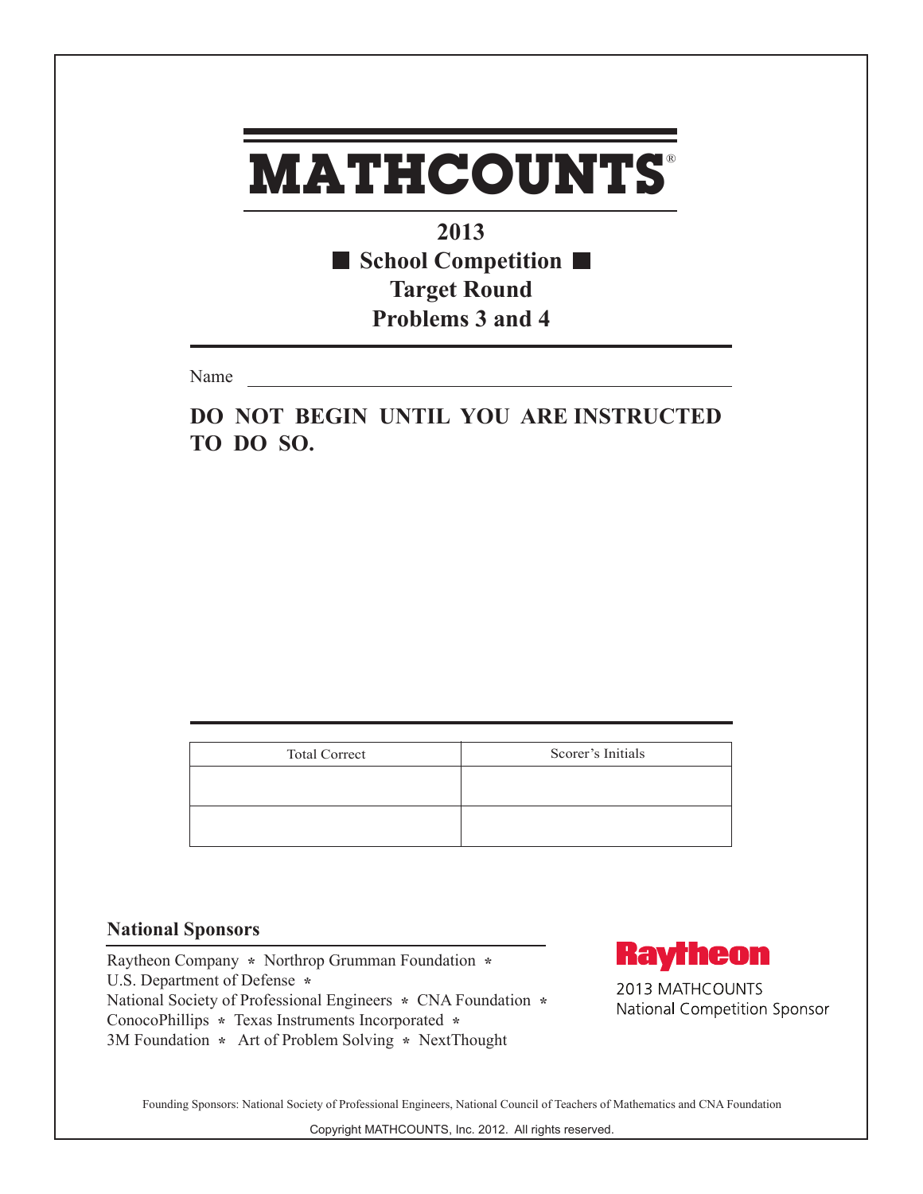# MATHCOUNTS®

**2013**

**■ School Competition ■**

**Target Round**

**Problems 3 and 4**

Name ______________________________

**DO NOT BEGIN UNTIL YOU ARE INSTRUCTED TO DO SO.**

| Total Correct | Scorer's Initials |
| --- | --- |
| | |
| | |

## National Sponsors

Raytheon Company * Northrop Grumman Foundation *
U.S. Department of Defense *
National Society of Professional Engineers * CNA Foundation *
ConocoPhillips * Texas Instruments Incorporated *
3M Foundation * Art of Problem Solving * NextThought

Raytheon

2013 MATHCOUNTS
National Competition Sponsor

Founding Sponsors: National Society of Professional Engineers, National Council of Teachers of Mathematics and CNA Foundation

Copyright MATHCOUNTS, Inc. 2012. All rights reserved.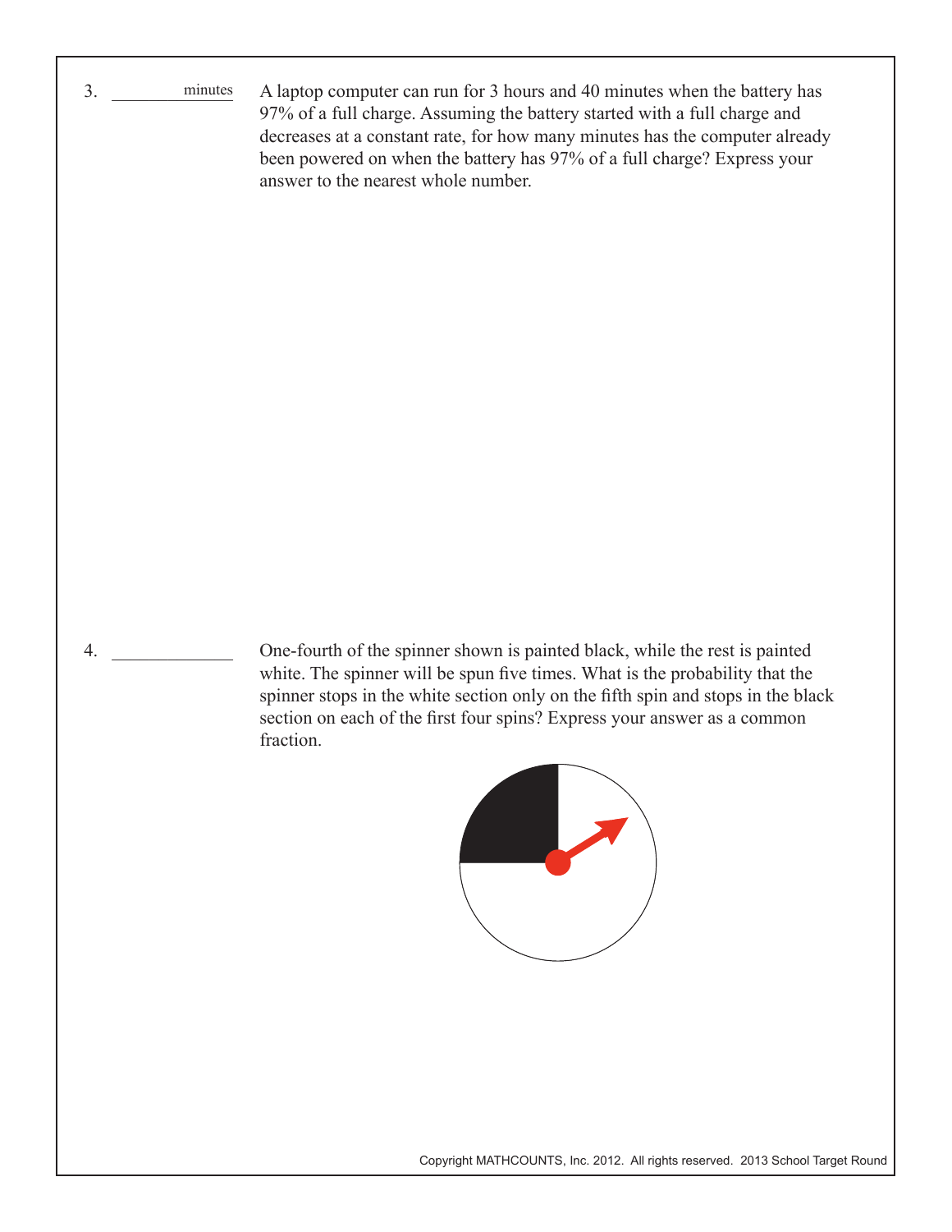3. _________ minutes

A laptop computer can run for 3 hours and 40 minutes when the battery has 97% of a full charge. Assuming the battery started with a full charge and decreases at a constant rate, for how many minutes has the computer already been powered on when the battery has 97% of a full charge? Express your answer to the nearest whole number.

4. _________

One-fourth of the spinner shown is painted black, while the rest is painted white. The spinner will be spun five times. What is the probability that the spinner stops in the white section only on the fifth spin and stops in the black section on each of the first four spins? Express your answer as a common fraction.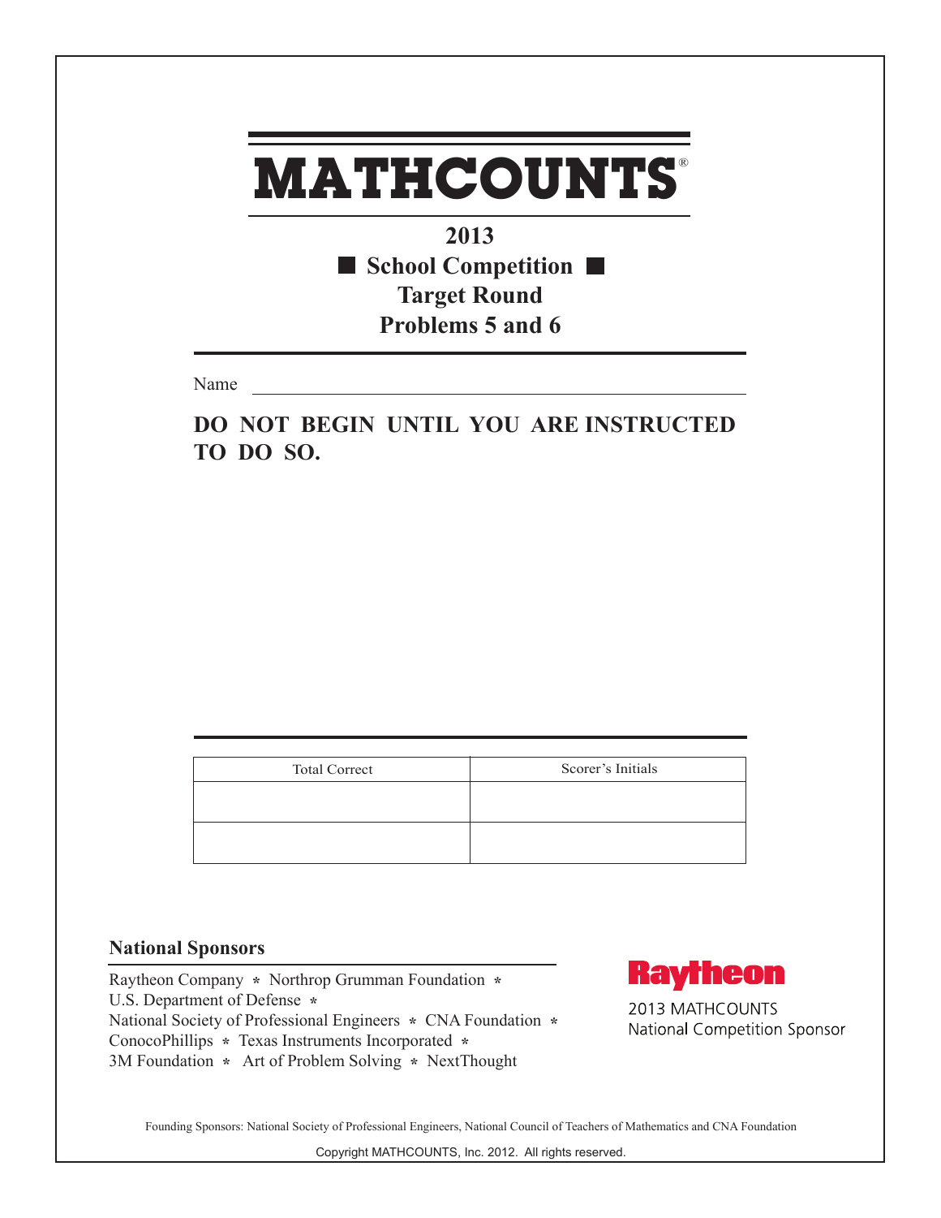# MATHCOUNTS®

## 2013
## ■ School Competition ■
## Target Round
## Problems 5 and 6

Name ____________________________________________

**DO NOT BEGIN UNTIL YOU ARE INSTRUCTED TO DO SO.**

| Total Correct | Scorer's Initials |
|---|---|
| | |
| | |

**National Sponsors**

Raytheon Company * Northrop Grumman Foundation *
U.S. Department of Defense *
National Society of Professional Engineers * CNA Foundation *
ConocoPhillips * Texas Instruments Incorporated *
3M Foundation * Art of Problem Solving * NextThought

Raytheon
2013 MATHCOUNTS
National Competition Sponsor

Founding Sponsors: National Society of Professional Engineers, National Council of Teachers of Mathematics and CNA Foundation

Copyright MATHCOUNTS, Inc. 2012. All rights reserved.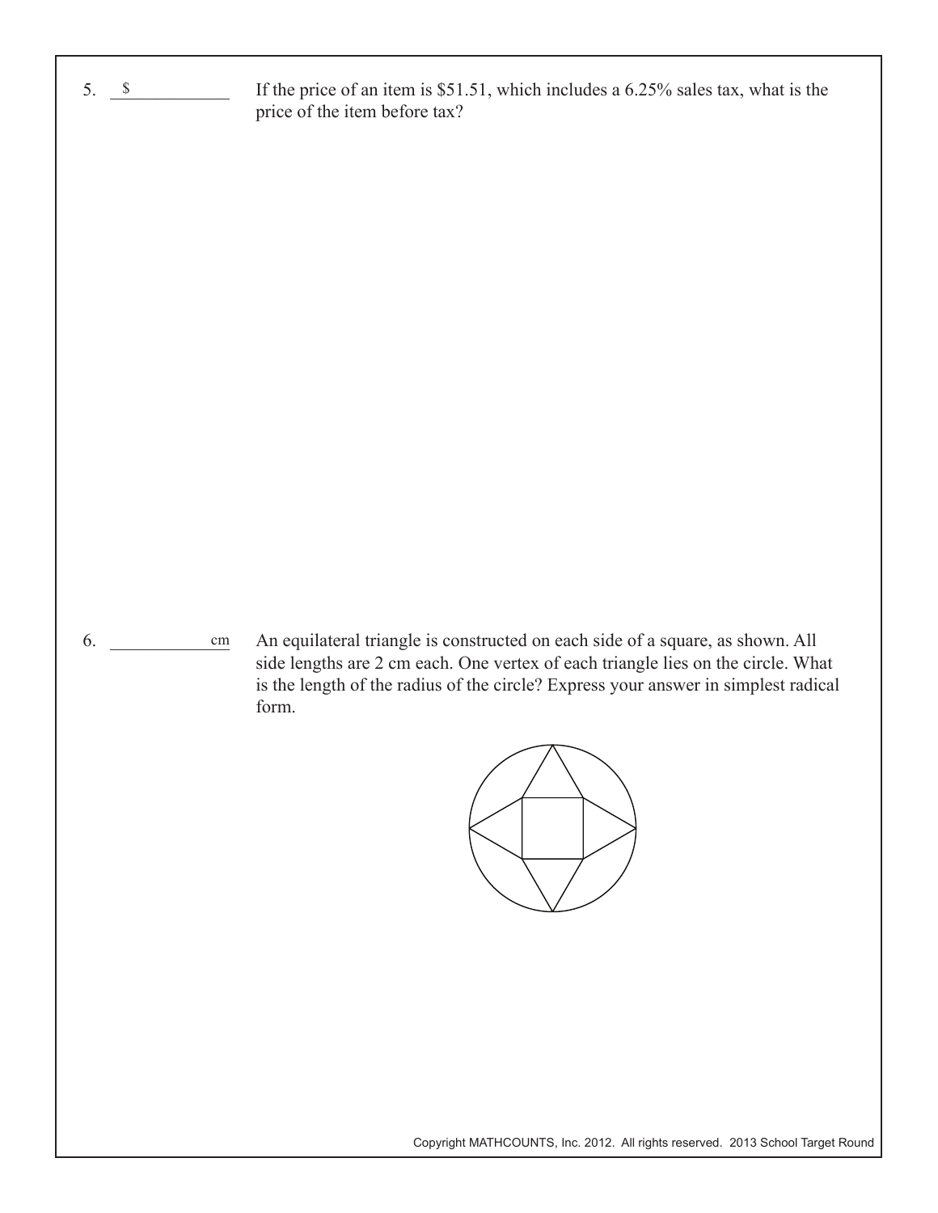5. $ ____________ If the price of an item is \$51.51, which includes a 6.25% sales tax, what is the price of the item before tax?

6. ____________ cm An equilateral triangle is constructed on each side of a square, as shown. All side lengths are 2 cm each. One vertex of each triangle lies on the circle. What is the length of the radius of the circle? Express your answer in simplest radical form.

Copyright MATHCOUNTS, Inc. 2012. All rights reserved. 2013 School Target Round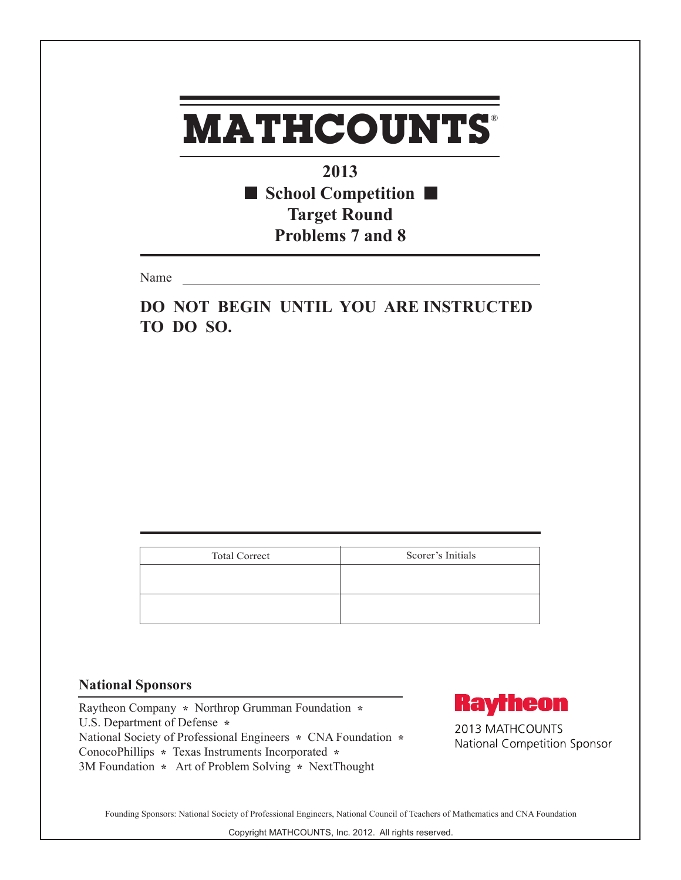# MATHCOUNTS®

**2013**

**■ School Competition ■**

**Target Round**

**Problems 7 and 8**

Name

**DO NOT BEGIN UNTIL YOU ARE INSTRUCTED TO DO SO.**

| Total Correct | Scorer's Initials |
| --- | --- |
| | |
| | |

## National Sponsors

Raytheon Company * Northrop Grumman Foundation *
U.S. Department of Defense *
National Society of Professional Engineers * CNA Foundation *
ConocoPhillips * Texas Instruments Incorporated *
3M Foundation * Art of Problem Solving * NextThought

Raytheon

2013 MATHCOUNTS
National Competition Sponsor

Founding Sponsors: National Society of Professional Engineers, National Council of Teachers of Mathematics and CNA Foundation

Copyright MATHCOUNTS, Inc. 2012. All rights reserved.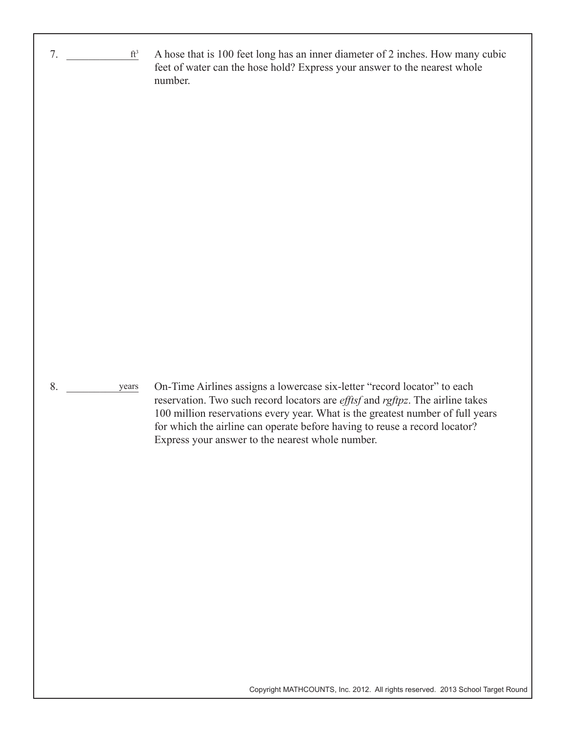7. ____________ $ft^3$ A hose that is 100 feet long has an inner diameter of 2 inches. How many cubic feet of water can the hose hold? Express your answer to the nearest whole number.

8. ____________ years On-Time Airlines assigns a lowercase six-letter "record locator" to each reservation. Two such record locators are *efftsf* and *rgftpz*. The airline takes 100 million reservations every year. What is the greatest number of full years for which the airline can operate before having to reuse a record locator? Express your answer to the nearest whole number.

Copyright MATHCOUNTS, Inc. 2012. All rights reserved. 2013 School Target Round